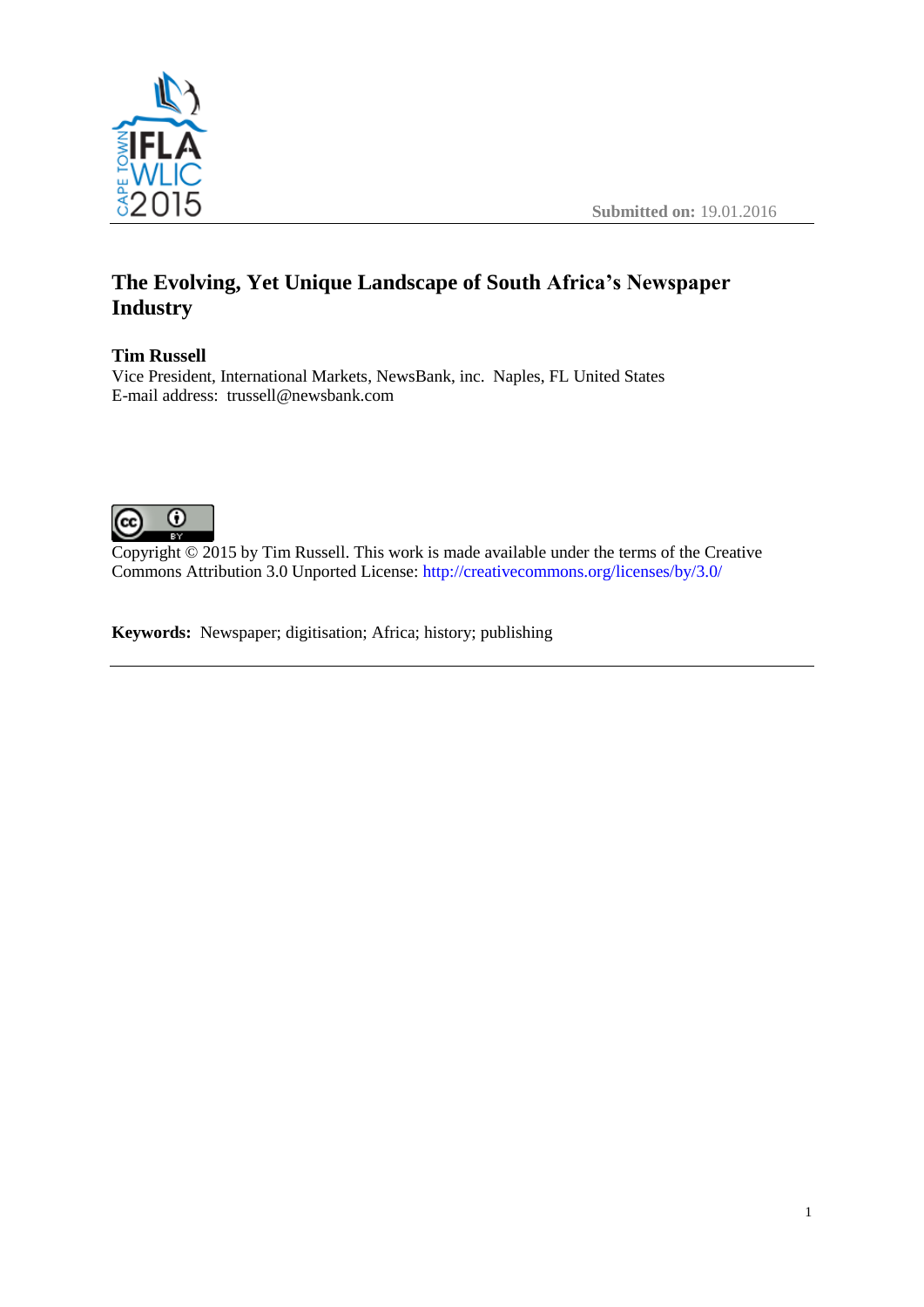Submitted on: 19.01.2016

# The Evolving, Yet Unique Landscape of South Africa's Newspaper Industry

**Tim Russell**
Vice President, International Markets, NewsBank, inc. Naples, FL United States
E-mail address: trussell@newsbank.com

Copyright © 2015 by Tim Russell. This work is made available under the terms of the Creative Commons Attribution 3.0 Unported License: http://creativecommons.org/licenses/by/3.0/

**Keywords:** Newspaper; digitisation; Africa; history; publishing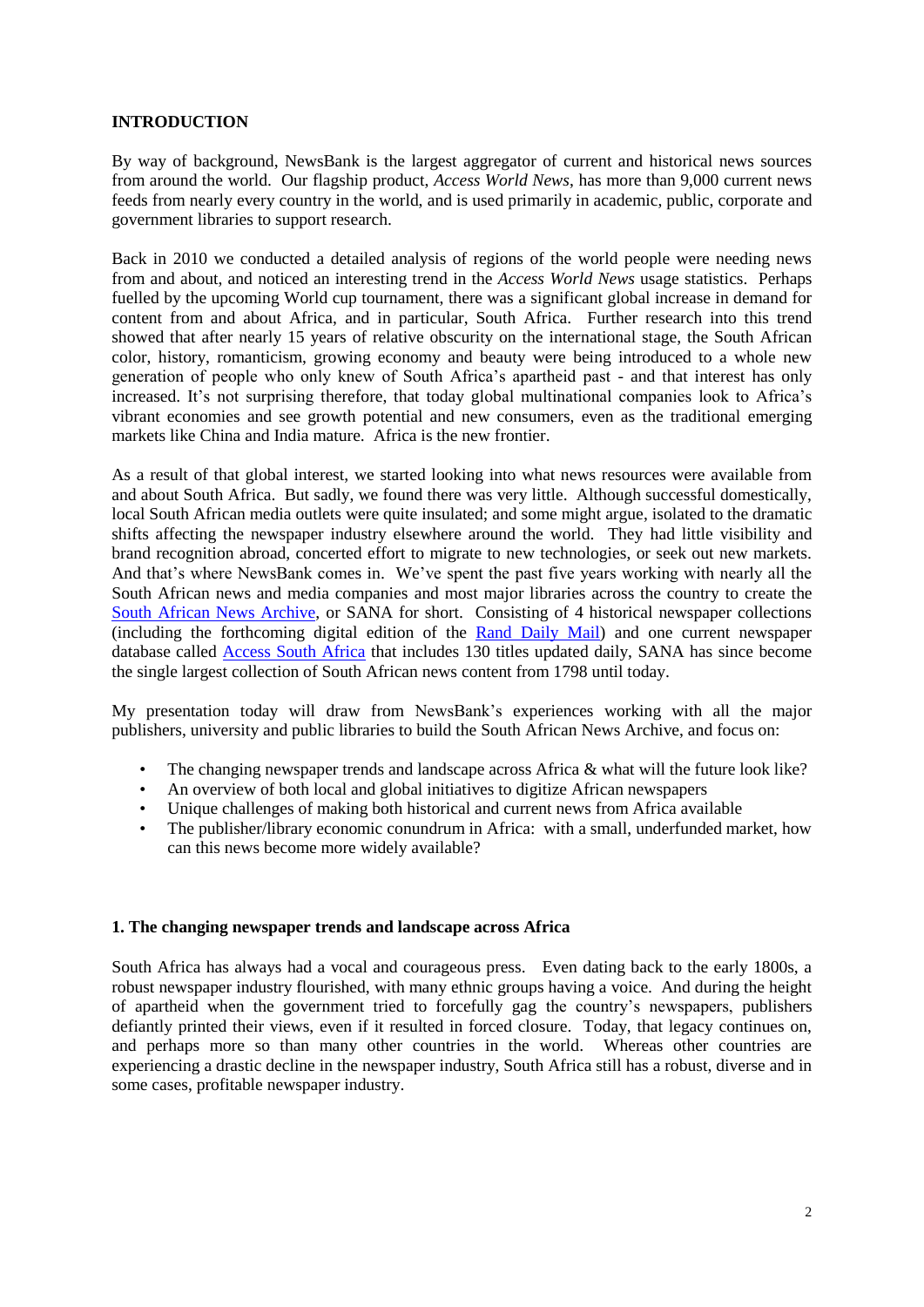## INTRODUCTION

By way of background, NewsBank is the largest aggregator of current and historical news sources from around the world. Our flagship product, *Access World News*, has more than 9,000 current news feeds from nearly every country in the world, and is used primarily in academic, public, corporate and government libraries to support research.

Back in 2010 we conducted a detailed analysis of regions of the world people were needing news from and about, and noticed an interesting trend in the *Access World News* usage statistics. Perhaps fuelled by the upcoming World cup tournament, there was a significant global increase in demand for content from and about Africa, and in particular, South Africa. Further research into this trend showed that after nearly 15 years of relative obscurity on the international stage, the South African color, history, romanticism, growing economy and beauty were being introduced to a whole new generation of people who only knew of South Africa's apartheid past - and that interest has only increased. It's not surprising therefore, that today global multinational companies look to Africa's vibrant economies and see growth potential and new consumers, even as the traditional emerging markets like China and India mature. Africa is the new frontier.

As a result of that global interest, we started looking into what news resources were available from and about South Africa. But sadly, we found there was very little. Although successful domestically, local South African media outlets were quite insulated; and some might argue, isolated to the dramatic shifts affecting the newspaper industry elsewhere around the world. They had little visibility and brand recognition abroad, concerted effort to migrate to new technologies, or seek out new markets. And that's where NewsBank comes in. We've spent the past five years working with nearly all the South African news and media companies and most major libraries across the country to create the South African News Archive, or SANA for short. Consisting of 4 historical newspaper collections (including the forthcoming digital edition of the Rand Daily Mail) and one current newspaper database called Access South Africa that includes 130 titles updated daily, SANA has since become the single largest collection of South African news content from 1798 until today.

My presentation today will draw from NewsBank's experiences working with all the major publishers, university and public libraries to build the South African News Archive, and focus on:

- The changing newspaper trends and landscape across Africa & what will the future look like?
- An overview of both local and global initiatives to digitize African newspapers
- Unique challenges of making both historical and current news from Africa available
- The publisher/library economic conundrum in Africa: with a small, underfunded market, how can this news become more widely available?

### 1. The changing newspaper trends and landscape across Africa

South Africa has always had a vocal and courageous press. Even dating back to the early 1800s, a robust newspaper industry flourished, with many ethnic groups having a voice. And during the height of apartheid when the government tried to forcefully gag the country's newspapers, publishers defiantly printed their views, even if it resulted in forced closure. Today, that legacy continues on, and perhaps more so than many other countries in the world. Whereas other countries are experiencing a drastic decline in the newspaper industry, South Africa still has a robust, diverse and in some cases, profitable newspaper industry.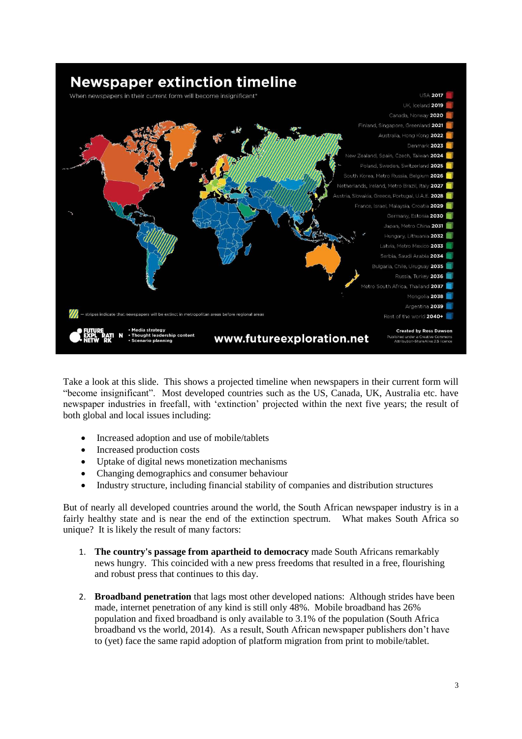**Newspaper extinction timeline**

When newspapers in their current form will become insignificant*

- USA **2017**
- UK, Iceland **2019**
- Canada, Norway **2020**
- Finland, Singapore, Greenland **2021**
- Australia, Hong Kong **2022**
- Denmark **2023**
- New Zealand, Spain, Czech, Taiwan **2024**
- Poland, Sweden, Switzerland **2025**
- South Korea, Metro Russia, Belgium **2026**
- Netherlands, Ireland, Metro Brazil, Italy **2027**
- Austria, Slovakia, Greece, Portugal, U.A.E. **2028**
- France, Israel, Malaysia, Croatia **2029**
- Germany, Estonia **2030**
- Japan, Metro China **2031**
- Hungary, Lithuania **2032**
- Latvia, Metro Mexico **2033**
- Serbia, Saudi Arabia **2034**
- Bulgaria, Chile, Uruguay **2035**
- Russia, Turkey **2036**
- Metro South Africa, Thailand **2037**
- Mongolia **2038**
- Argentina **2039**
- Rest of the world **2040+**

— stripes indicate that newspapers will be extinct in metropolitan areas before regional areas

FUTURE EXPLORATION NETWORK • Media strategy • Thought leadership content • Scenario planning

www.futureexploration.net

Created by Ross Dawson. Published under a Creative Commons Attribution-ShareAlike 2.5 licence

Take a look at this slide. This shows a projected timeline when newspapers in their current form will "become insignificant". Most developed countries such as the US, Canada, UK, Australia etc. have newspaper industries in freefall, with 'extinction' projected within the next five years; the result of both global and local issues including:

- Increased adoption and use of mobile/tablets
- Increased production costs
- Uptake of digital news monetization mechanisms
- Changing demographics and consumer behaviour
- Industry structure, including financial stability of companies and distribution structures

But of nearly all developed countries around the world, the South African newspaper industry is in a fairly healthy state and is near the end of the extinction spectrum. What makes South Africa so unique? It is likely the result of many factors:

1. **The country's passage from apartheid to democracy** made South Africans remarkably news hungry. This coincided with a new press freedoms that resulted in a free, flourishing and robust press that continues to this day.

2. **Broadband penetration** that lags most other developed nations: Although strides have been made, internet penetration of any kind is still only 48%. Mobile broadband has 26% population and fixed broadband is only available to 3.1% of the population (South Africa broadband vs the world, 2014). As a result, South African newspaper publishers don't have to (yet) face the same rapid adoption of platform migration from print to mobile/tablet.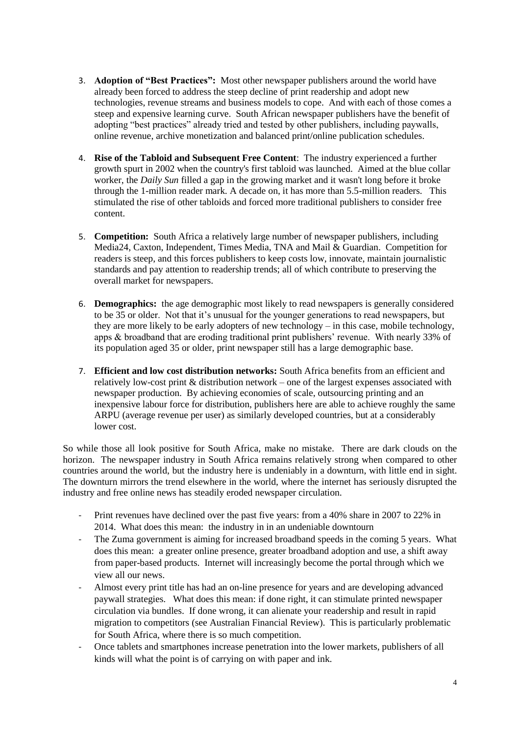3. **Adoption of "Best Practices":** Most other newspaper publishers around the world have already been forced to address the steep decline of print readership and adopt new technologies, revenue streams and business models to cope. And with each of those comes a steep and expensive learning curve. South African newspaper publishers have the benefit of adopting "best practices" already tried and tested by other publishers, including paywalls, online revenue, archive monetization and balanced print/online publication schedules.

4. **Rise of the Tabloid and Subsequent Free Content**: The industry experienced a further growth spurt in 2002 when the country's first tabloid was launched. Aimed at the blue collar worker, the *Daily Sun* filled a gap in the growing market and it wasn't long before it broke through the 1-million reader mark. A decade on, it has more than 5.5-million readers. This stimulated the rise of other tabloids and forced more traditional publishers to consider free content.

5. **Competition:** South Africa a relatively large number of newspaper publishers, including Media24, Caxton, Independent, Times Media, TNA and Mail & Guardian. Competition for readers is steep, and this forces publishers to keep costs low, innovate, maintain journalistic standards and pay attention to readership trends; all of which contribute to preserving the overall market for newspapers.

6. **Demographics:** the age demographic most likely to read newspapers is generally considered to be 35 or older. Not that it's unusual for the younger generations to read newspapers, but they are more likely to be early adopters of new technology – in this case, mobile technology, apps & broadband that are eroding traditional print publishers' revenue. With nearly 33% of its population aged 35 or older, print newspaper still has a large demographic base.

7. **Efficient and low cost distribution networks:** South Africa benefits from an efficient and relatively low-cost print & distribution network – one of the largest expenses associated with newspaper production. By achieving economies of scale, outsourcing printing and an inexpensive labour force for distribution, publishers here are able to achieve roughly the same ARPU (average revenue per user) as similarly developed countries, but at a considerably lower cost.

So while those all look positive for South Africa, make no mistake. There are dark clouds on the horizon. The newspaper industry in South Africa remains relatively strong when compared to other countries around the world, but the industry here is undeniably in a downturn, with little end in sight. The downturn mirrors the trend elsewhere in the world, where the internet has seriously disrupted the industry and free online news has steadily eroded newspaper circulation.

- Print revenues have declined over the past five years: from a 40% share in 2007 to 22% in 2014. What does this mean: the industry in in an undeniable downtourn
- The Zuma government is aiming for increased broadband speeds in the coming 5 years. What does this mean: a greater online presence, greater broadband adoption and use, a shift away from paper-based products. Internet will increasingly become the portal through which we view all our news.
- Almost every print title has had an on-line presence for years and are developing advanced paywall strategies. What does this mean: if done right, it can stimulate printed newspaper circulation via bundles. If done wrong, it can alienate your readership and result in rapid migration to competitors (see Australian Financial Review). This is particularly problematic for South Africa, where there is so much competition.
- Once tablets and smartphones increase penetration into the lower markets, publishers of all kinds will what the point is of carrying on with paper and ink.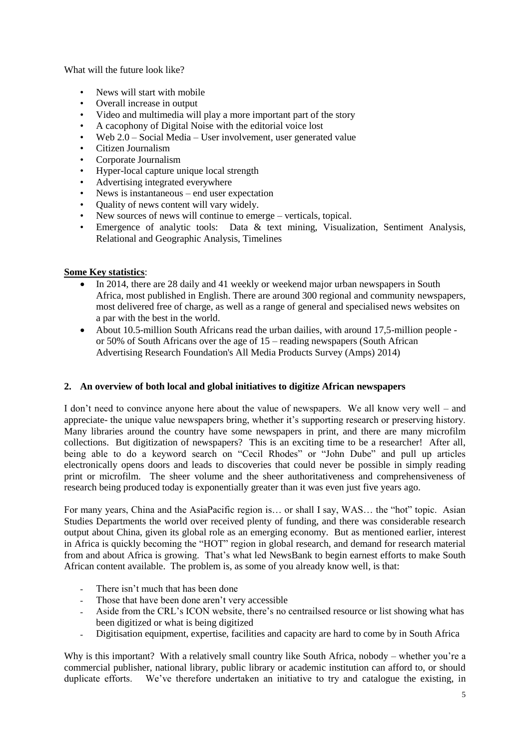What will the future look like?

- News will start with mobile
- Overall increase in output
- Video and multimedia will play a more important part of the story
- A cacophony of Digital Noise with the editorial voice lost
- Web 2.0 – Social Media – User involvement, user generated value
- Citizen Journalism
- Corporate Journalism
- Hyper-local capture unique local strength
- Advertising integrated everywhere
- News is instantaneous – end user expectation
- Quality of news content will vary widely.
- New sources of news will continue to emerge – verticals, topical.
- Emergence of analytic tools: Data & text mining, Visualization, Sentiment Analysis, Relational and Geographic Analysis, Timelines

**Some Key statistics**:

- In 2014, there are 28 daily and 41 weekly or weekend major urban newspapers in South Africa, most published in English. There are around 300 regional and community newspapers, most delivered free of charge, as well as a range of general and specialised news websites on a par with the best in the world.
- About 10.5-million South Africans read the urban dailies, with around 17,5-million people - or 50% of South Africans over the age of 15 – reading newspapers (South African Advertising Research Foundation's All Media Products Survey (Amps) 2014)

## 2. An overview of both local and global initiatives to digitize African newspapers

I don't need to convince anyone here about the value of newspapers. We all know very well – and appreciate- the unique value newspapers bring, whether it's supporting research or preserving history. Many libraries around the country have some newspapers in print, and there are many microfilm collections. But digitization of newspapers? This is an exciting time to be a researcher! After all, being able to do a keyword search on "Cecil Rhodes" or "John Dube" and pull up articles electronically opens doors and leads to discoveries that could never be possible in simply reading print or microfilm. The sheer volume and the sheer authoritativeness and comprehensiveness of research being produced today is exponentially greater than it was even just five years ago.

For many years, China and the AsiaPacific region is… or shall I say, WAS… the "hot" topic. Asian Studies Departments the world over received plenty of funding, and there was considerable research output about China, given its global role as an emerging economy. But as mentioned earlier, interest in Africa is quickly becoming the "HOT" region in global research, and demand for research material from and about Africa is growing. That's what led NewsBank to begin earnest efforts to make South African content available. The problem is, as some of you already know well, is that:

- There isn't much that has been done
- Those that have been done aren't very accessible
- Aside from the CRL's ICON website, there's no centrailsed resource or list showing what has been digitized or what is being digitized
- Digitisation equipment, expertise, facilities and capacity are hard to come by in South Africa

Why is this important? With a relatively small country like South Africa, nobody – whether you're a commercial publisher, national library, public library or academic institution can afford to, or should duplicate efforts. We've therefore undertaken an initiative to try and catalogue the existing, in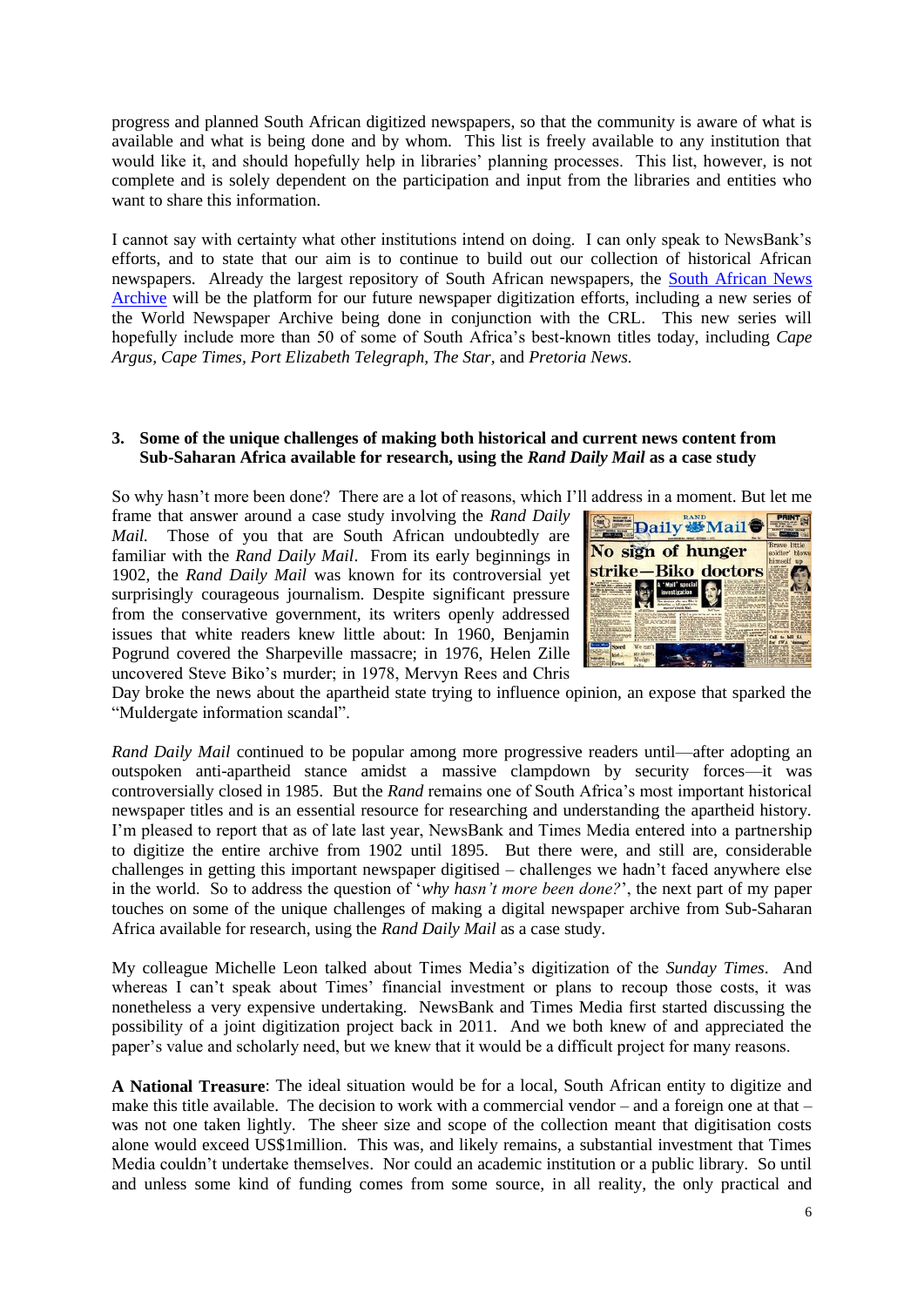progress and planned South African digitized newspapers, so that the community is aware of what is available and what is being done and by whom. This list is freely available to any institution that would like it, and should hopefully help in libraries' planning processes. This list, however, is not complete and is solely dependent on the participation and input from the libraries and entities who want to share this information.

I cannot say with certainty what other institutions intend on doing. I can only speak to NewsBank's efforts, and to state that our aim is to continue to build out our collection of historical African newspapers. Already the largest repository of South African newspapers, the South African News Archive will be the platform for our future newspaper digitization efforts, including a new series of the World Newspaper Archive being done in conjunction with the CRL. This new series will hopefully include more than 50 of some of South Africa's best-known titles today, including *Cape Argus*, *Cape Times*, *Port Elizabeth Telegraph*, *The Star*, and *Pretoria News.*

### 3. Some of the unique challenges of making both historical and current news content from Sub-Saharan Africa available for research, using the *Rand Daily Mail* as a case study

So why hasn't more been done? There are a lot of reasons, which I'll address in a moment. But let me frame that answer around a case study involving the *Rand Daily Mail.* Those of you that are South African undoubtedly are familiar with the *Rand Daily Mail*. From its early beginnings in 1902, the *Rand Daily Mail* was known for its controversial yet surprisingly courageous journalism. Despite significant pressure from the conservative government, its writers openly addressed issues that white readers knew little about: In 1960, Benjamin Pogrund covered the Sharpeville massacre; in 1976, Helen Zille uncovered Steve Biko's murder; in 1978, Mervyn Rees and Chris Day broke the news about the apartheid state trying to influence opinion, an expose that sparked the "Muldergate information scandal".

*Rand Daily Mail* continued to be popular among more progressive readers until—after adopting an outspoken anti-apartheid stance amidst a massive clampdown by security forces—it was controversially closed in 1985. But the *Rand* remains one of South Africa's most important historical newspaper titles and is an essential resource for researching and understanding the apartheid history. I'm pleased to report that as of late last year, NewsBank and Times Media entered into a partnership to digitize the entire archive from 1902 until 1895. But there were, and still are, considerable challenges in getting this important newspaper digitised – challenges we hadn't faced anywhere else in the world. So to address the question of '*why hasn't more been done?*', the next part of my paper touches on some of the unique challenges of making a digital newspaper archive from Sub-Saharan Africa available for research, using the *Rand Daily Mail* as a case study.

My colleague Michelle Leon talked about Times Media's digitization of the *Sunday Times*. And whereas I can't speak about Times' financial investment or plans to recoup those costs, it was nonetheless a very expensive undertaking. NewsBank and Times Media first started discussing the possibility of a joint digitization project back in 2011. And we both knew of and appreciated the paper's value and scholarly need, but we knew that it would be a difficult project for many reasons.

**A National Treasure**: The ideal situation would be for a local, South African entity to digitize and make this title available. The decision to work with a commercial vendor – and a foreign one at that – was not one taken lightly. The sheer size and scope of the collection meant that digitisation costs alone would exceed US$1million. This was, and likely remains, a substantial investment that Times Media couldn't undertake themselves. Nor could an academic institution or a public library. So until and unless some kind of funding comes from some source, in all reality, the only practical and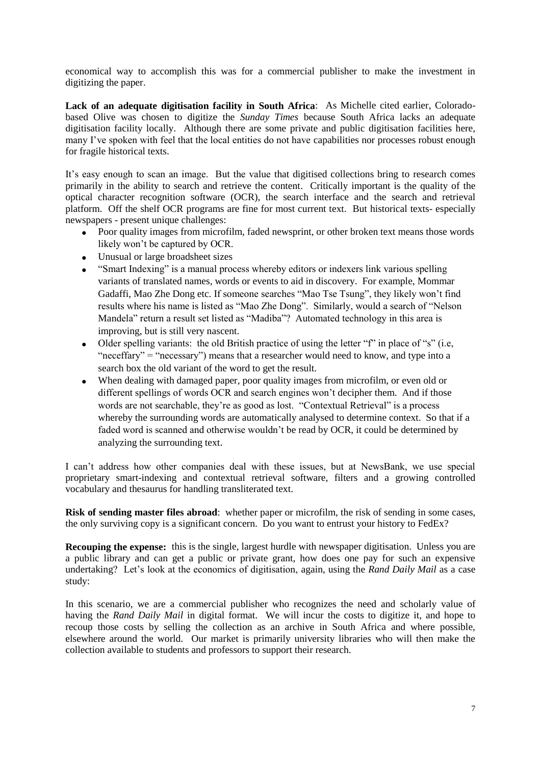economical way to accomplish this was for a commercial publisher to make the investment in digitizing the paper.

**Lack of an adequate digitisation facility in South Africa**: As Michelle cited earlier, Colorado-based Olive was chosen to digitize the *Sunday Times* because South Africa lacks an adequate digitisation facility locally. Although there are some private and public digitisation facilities here, many I've spoken with feel that the local entities do not have capabilities nor processes robust enough for fragile historical texts.

It's easy enough to scan an image. But the value that digitised collections bring to research comes primarily in the ability to search and retrieve the content. Critically important is the quality of the optical character recognition software (OCR), the search interface and the search and retrieval platform. Off the shelf OCR programs are fine for most current text. But historical texts- especially newspapers - present unique challenges:

- Poor quality images from microfilm, faded newsprint, or other broken text means those words likely won't be captured by OCR.
- Unusual or large broadsheet sizes
- "Smart Indexing" is a manual process whereby editors or indexers link various spelling variants of translated names, words or events to aid in discovery. For example, Mommar Gadaffi, Mao Zhe Dong etc. If someone searches "Mao Tse Tsung", they likely won't find results where his name is listed as "Mao Zhe Dong". Similarly, would a search of "Nelson Mandela" return a result set listed as "Madiba"? Automated technology in this area is improving, but is still very nascent.
- Older spelling variants: the old British practice of using the letter "f" in place of "s" (i.e, "neceffary" = "necessary") means that a researcher would need to know, and type into a search box the old variant of the word to get the result.
- When dealing with damaged paper, poor quality images from microfilm, or even old or different spellings of words OCR and search engines won't decipher them. And if those words are not searchable, they're as good as lost. "Contextual Retrieval" is a process whereby the surrounding words are automatically analysed to determine context. So that if a faded word is scanned and otherwise wouldn't be read by OCR, it could be determined by analyzing the surrounding text.

I can't address how other companies deal with these issues, but at NewsBank, we use special proprietary smart-indexing and contextual retrieval software, filters and a growing controlled vocabulary and thesaurus for handling transliterated text.

**Risk of sending master files abroad**: whether paper or microfilm, the risk of sending in some cases, the only surviving copy is a significant concern. Do you want to entrust your history to FedEx?

**Recouping the expense:** this is the single, largest hurdle with newspaper digitisation. Unless you are a public library and can get a public or private grant, how does one pay for such an expensive undertaking? Let's look at the economics of digitisation, again, using the *Rand Daily Mail* as a case study:

In this scenario, we are a commercial publisher who recognizes the need and scholarly value of having the *Rand Daily Mail* in digital format. We will incur the costs to digitize it, and hope to recoup those costs by selling the collection as an archive in South Africa and where possible, elsewhere around the world. Our market is primarily university libraries who will then make the collection available to students and professors to support their research.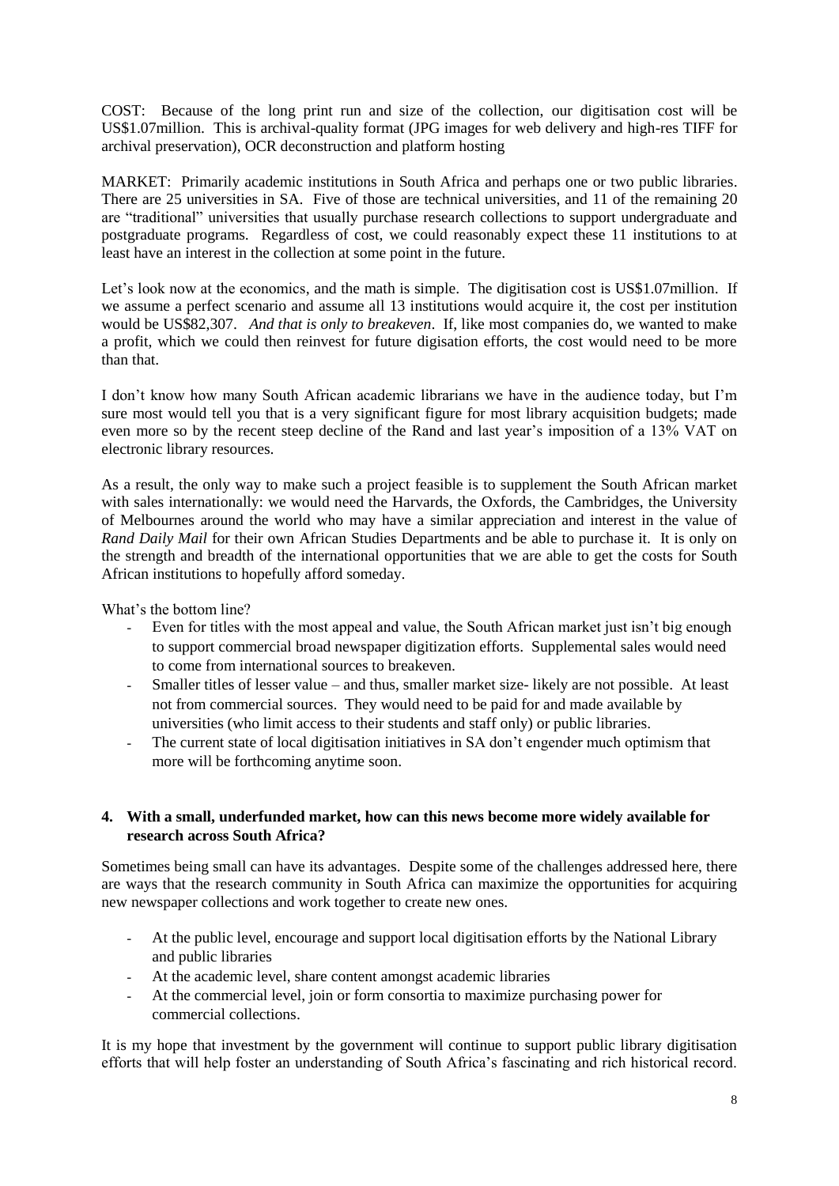COST: Because of the long print run and size of the collection, our digitisation cost will be US$1.07million. This is archival-quality format (JPG images for web delivery and high-res TIFF for archival preservation), OCR deconstruction and platform hosting

MARKET: Primarily academic institutions in South Africa and perhaps one or two public libraries. There are 25 universities in SA. Five of those are technical universities, and 11 of the remaining 20 are "traditional" universities that usually purchase research collections to support undergraduate and postgraduate programs. Regardless of cost, we could reasonably expect these 11 institutions to at least have an interest in the collection at some point in the future.

Let's look now at the economics, and the math is simple. The digitisation cost is US$1.07million. If we assume a perfect scenario and assume all 13 institutions would acquire it, the cost per institution would be US$82,307. *And that is only to breakeven*. If, like most companies do, we wanted to make a profit, which we could then reinvest for future digisation efforts, the cost would need to be more than that.

I don't know how many South African academic librarians we have in the audience today, but I'm sure most would tell you that is a very significant figure for most library acquisition budgets; made even more so by the recent steep decline of the Rand and last year's imposition of a 13% VAT on electronic library resources.

As a result, the only way to make such a project feasible is to supplement the South African market with sales internationally: we would need the Harvards, the Oxfords, the Cambridges, the University of Melbournes around the world who may have a similar appreciation and interest in the value of *Rand Daily Mail* for their own African Studies Departments and be able to purchase it. It is only on the strength and breadth of the international opportunities that we are able to get the costs for South African institutions to hopefully afford someday.

What's the bottom line?

- Even for titles with the most appeal and value, the South African market just isn't big enough to support commercial broad newspaper digitization efforts. Supplemental sales would need to come from international sources to breakeven.
- Smaller titles of lesser value – and thus, smaller market size- likely are not possible. At least not from commercial sources. They would need to be paid for and made available by universities (who limit access to their students and staff only) or public libraries.
- The current state of local digitisation initiatives in SA don't engender much optimism that more will be forthcoming anytime soon.

**4. With a small, underfunded market, how can this news become more widely available for research across South Africa?**

Sometimes being small can have its advantages. Despite some of the challenges addressed here, there are ways that the research community in South Africa can maximize the opportunities for acquiring new newspaper collections and work together to create new ones.

- At the public level, encourage and support local digitisation efforts by the National Library and public libraries
- At the academic level, share content amongst academic libraries
- At the commercial level, join or form consortia to maximize purchasing power for commercial collections.

It is my hope that investment by the government will continue to support public library digitisation efforts that will help foster an understanding of South Africa's fascinating and rich historical record.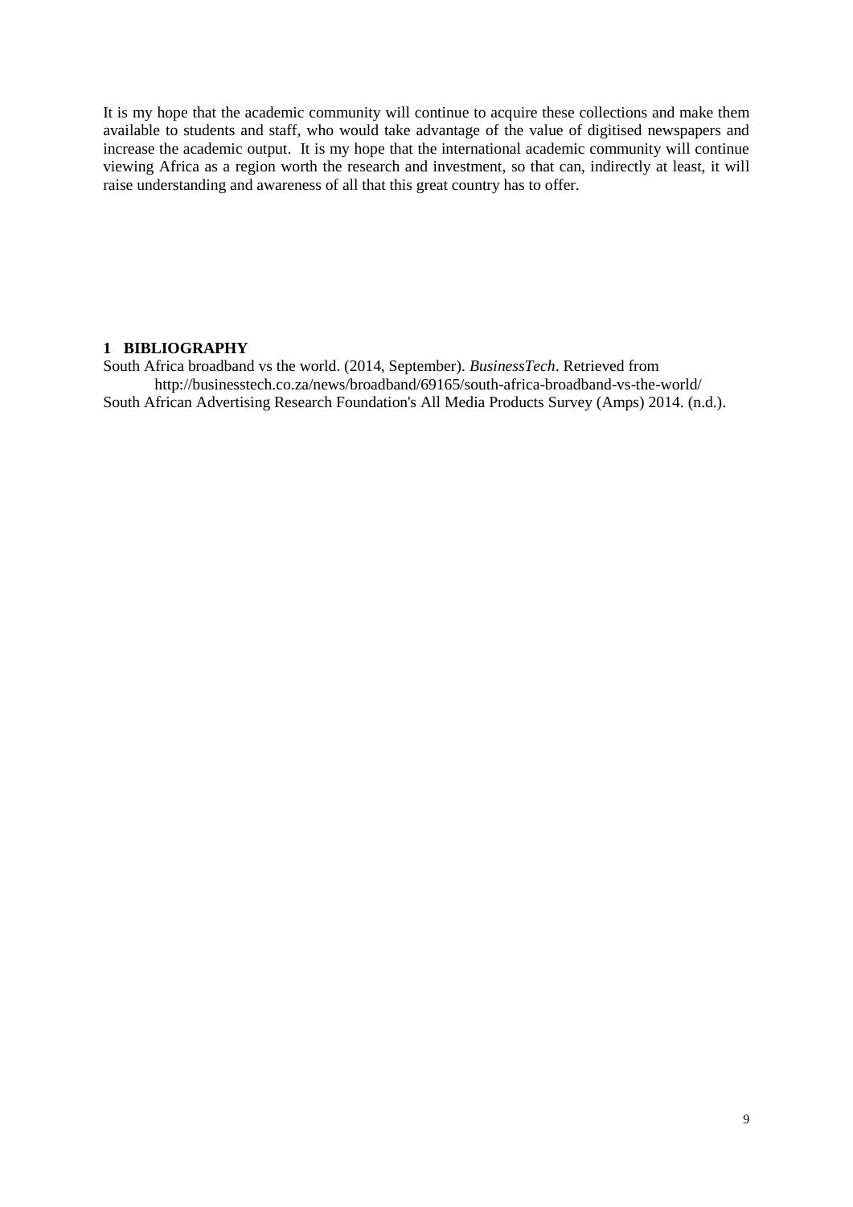It is my hope that the academic community will continue to acquire these collections and make them available to students and staff, who would take advantage of the value of digitised newspapers and increase the academic output. It is my hope that the international academic community will continue viewing Africa as a region worth the research and investment, so that can, indirectly at least, it will raise understanding and awareness of all that this great country has to offer.

# 1 BIBLIOGRAPHY

South Africa broadband vs the world. (2014, September). *BusinessTech*. Retrieved from http://businesstech.co.za/news/broadband/69165/south-africa-broadband-vs-the-world/

South African Advertising Research Foundation's All Media Products Survey (Amps) 2014. (n.d.).